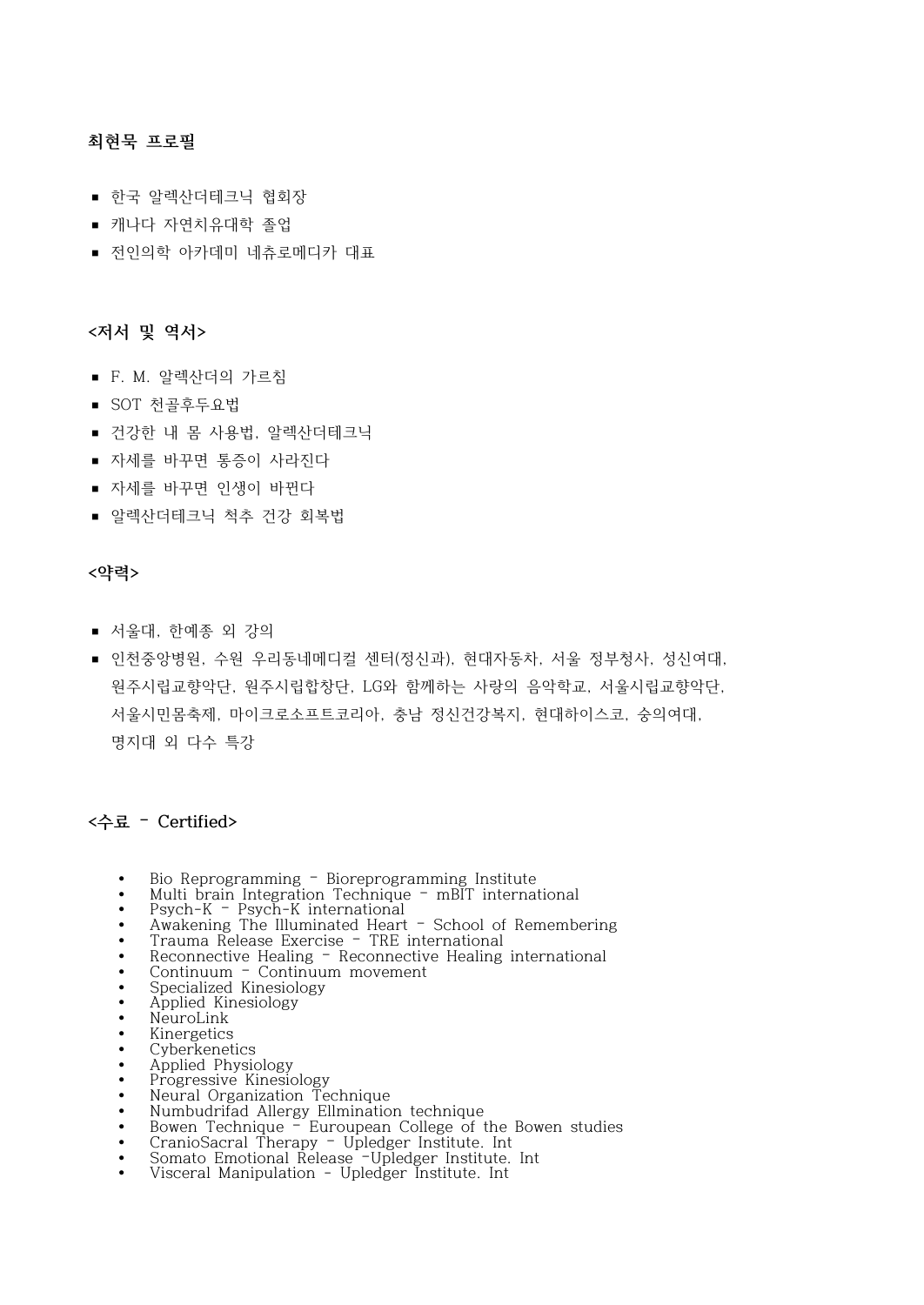## 최현묵 프로필

- 한국 알렉산더테크닉 협회장
- 캐나다 자연치유대학 졸업
- 전인의학 아카데미 네츄로메디카 대표

### <저서 및 역서>

- F. M. 알렉산더의 가르침
- SOT 천골후두요법
- 건강한 내 몸 사용법, 알렉산더테크닉
- 자세를 바꾸면 통증이 사라진다
- 자세를 바꾸면 인생이 바뀐다
- 알렉산더테크닉 척추 건강 회복법

### <약력>

- 서울대, 한예종 외 강의
- 인천중앙병원, 수원 우리동네메디컬 센터(정신과), 현대자동차, 서울 정부청사, 성신여대, 원주시립교향악단, 원주시립합창단, LG와 함께하는 사랑의 음악학교, 서울시립교향악단, 서울시민몸축제, 마이크로소프트코리아, 충남 정신건강복지, 현대하이스코, 숭의여대, 명지대 외 다수 특강

### <수료 - Certified>

- Bio Reprogramming - Bioreprogramming Institute
- Multi brain Integration Technique - mBIT international
- Psych-K - Psych-K international
- Awakening The Illuminated Heart - School of Remembering
- Trauma Release Exercise - TRE international
- Reconnective Healing - Reconnective Healing international
- Continuum - Continuum movement
- Specialized Kinesiology
- Applied Kinesiology
- NeuroLink
- Kinergetics
- Cyberkenetics
- Applied Physiology
- Progressive Kinesiology
- Neural Organization Technique
- Numbudrifad Allergy Ellmination technique
- Bowen Technique - Euroupean College of the Bowen studies
- CranioSacral Therapy - Upledger Institute. Int
- Somato Emotional Release -Upledger Institute. Int
- Visceral Manipulation - Upledger Institute. Int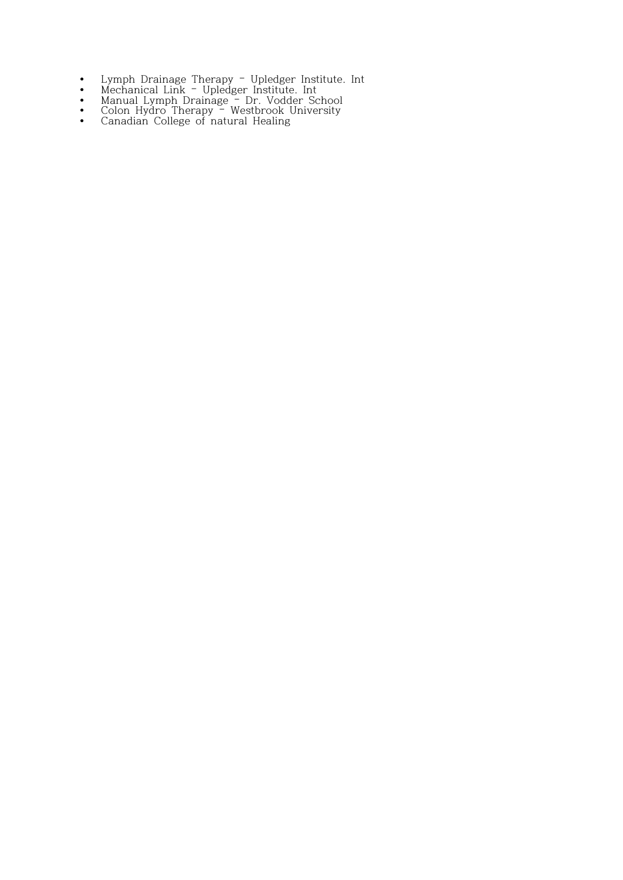- Lymph Drainage Therapy - Upledger Institute. Int
- Mechanical Link - Upledger Institute. Int
- Manual Lymph Drainage - Dr. Vodder School
- Colon Hydro Therapy - Westbrook University
- Canadian College of natural Healing